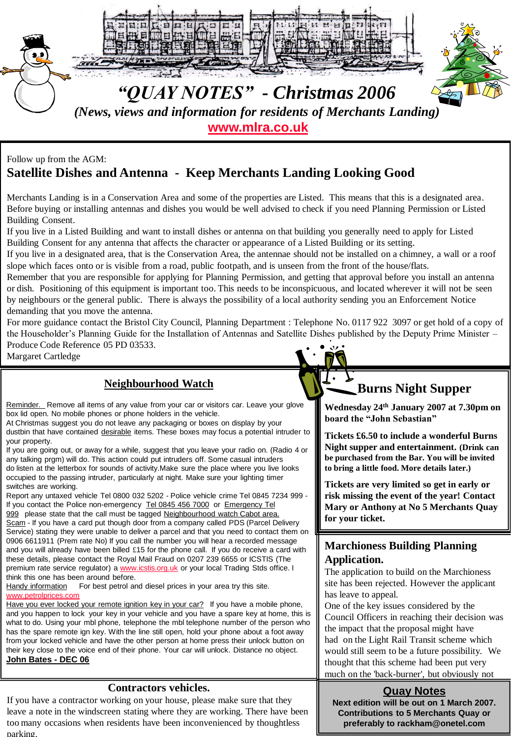# *"QUAY NOTES" - Christmas 2006*

*(News, views and information for residents of Merchants Landing)*

www.mlra.co.uk

Follow up from the AGM:

## Satellite Dishes and Antenna - Keep Merchants Landing Looking Good

Merchants Landing is in a Conservation Area and some of the properties are Listed. This means that this is a designated area. Before buying or installing antennas and dishes you would be well advised to check if you need Planning Permission or Listed Building Consent.

If you live in a Listed Building and want to install dishes or antenna on that building you generally need to apply for Listed Building Consent for any antenna that affects the character or appearance of a Listed Building or its setting.

If you live in a designated area, that is the Conservation Area, the antennae should not be installed on a chimney, a wall or a roof slope which faces onto or is visible from a road, public footpath, and is unseen from the front of the house/flats.

Remember that you are responsible for applying for Planning Permission, and getting that approval before you install an antenna or dish. Positioning of this equipment is important too. This needs to be inconspicuous, and located wherever it will not be seen by neighbours or the general public. There is always the possibility of a local authority sending you an Enforcement Notice demanding that you move the antenna.

For more guidance contact the Bristol City Council, Planning Department : Telephone No. 0117 922 3097 or get hold of a copy of the Householder's Planning Guide for the Installation of Antennas and Satellite Dishes published by the Deputy Prime Minister – Produce Code Reference 05 PD 03533.

Margaret Cartledge

## Neighbourhood Watch

Reminder. Remove all items of any value from your car or visitors car. Leave your glove box lid open. No mobile phones or phone holders in the vehicle.

At Christmas suggest you do not leave any packaging or boxes on display by your dustbin that have contained desirable items. These boxes may focus a potential intruder to your property.

If you are going out, or away for a while, suggest that you leave your radio on. (Radio 4 or any talking prgm) will do. This action could put intruders off. Some casual intruders do listen at the letterbox for sounds of activity.Make sure the place where you live looks occupied to the passing intruder, particularly at night. Make sure your lighting timer switches are working.

Report any untaxed vehicle Tel 0800 032 5202 - Police vehicle crime Tel 0845 7234 999 - If you contact the Police non-emergency Tel 0845 456 7000 or Emergency Tel 999 please state that the call must be tagged Neighbourhood watch Cabot area.

Scam - If you have a card put though door from a company called PDS (Parcel Delivery Service) stating they were unable to deliver a parcel and that you need to contact them on 0906 6611911 (Prem rate No) If you call the number you will hear a recorded message and you will already have been billed £15 for the phone call. If you do receive a card with these details, please contact the Royal Mail Fraud on 0207 239 6655 or ICSTIS (The premium rate service regulator) a www.icstis.org.uk or your local Trading Stds office. I think this one has been around before.

Handy information For best petrol and diesel prices in your area try this site. www.petrolprices.com

Have you ever locked your remote ignition key in your car? If you have a mobile phone, and you happen to lock your key in your vehicle and you have a spare key at home, this is what to do. Using your mbl phone, telephone the mbl telephone number of the person who has the spare remote ign key. With the line still open, hold your phone about a foot away from your locked vehicle and have the other person at home press their unlock button on their key close to the voice end of their phone. Your car will unlock. Distance no object.

**John Bates - DEC 06**

## Contractors vehicles.

If you have a contractor working on your house, please make sure that they leave a note in the windscreen stating where they are working. There have been too many occasions when residents have been inconvenienced by thoughtless parking.

## Burns Night Supper

**Wednesday 24th January 2007 at 7.30pm on board the "John Sebastian"**

**Tickets £6.50 to include a wonderful Burns Night supper and entertainment. (Drink can be purchased from the Bar. You will be invited to bring a little food. More details later.)**

**Tickets are very limited so get in early or risk missing the event of the year! Contact Mary or Anthony at No 5 Merchants Quay for your ticket.**

## Marchioness Building Planning Application.

The application to build on the Marchioness site has been rejected. However the applicant has leave to appeal.

One of the key issues considered by the Council Officers in reaching their decision was the impact that the proposal might have had on the Light Rail Transit scheme which would still seem to be a future possibility. We thought that this scheme had been put very much on the 'back-burner', but obviously not

## Quay Notes

**Next edition will be out on 1 March 2007. Contributions to 5 Merchants Quay or preferably to rackham@onetel.com**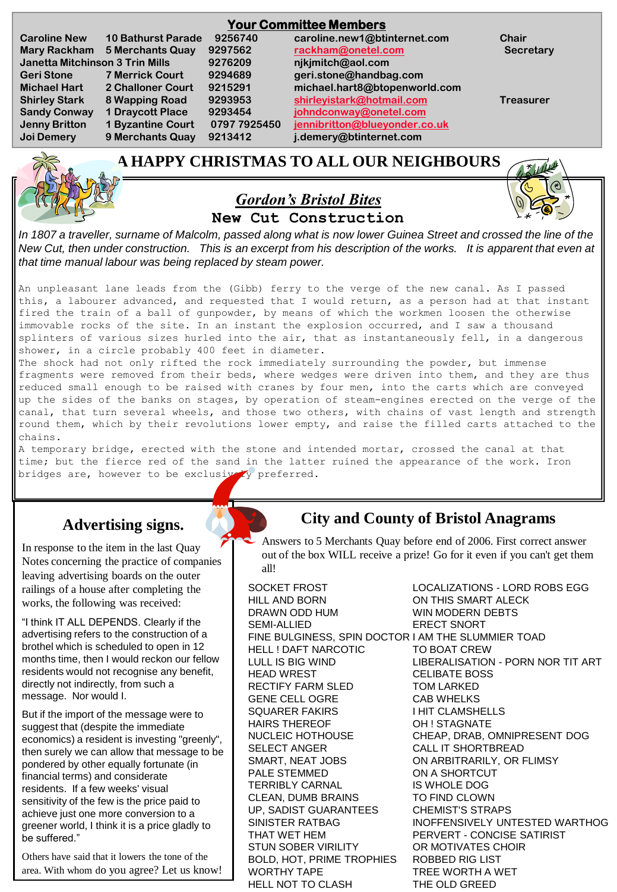## Your Committee Members

| | | | | |
|---|---|---|---|---|
| Caroline New | 10 Bathurst Parade | 9256740 | caroline.new1@btinternet.com | Chair |
| Mary Rackham | 5 Merchants Quay | 9297562 | rackham@onetel.com | Secretary |
| Janetta Mitchinson | 3 Trin Mills | 9276209 | njkjmitch@aol.com | |
| Geri Stone | 7 Merrick Court | 9294689 | geri.stone@handbag.com | |
| Michael Hart | 2 Challoner Court | 9215291 | michael.hart8@btopenworld.com | |
| Shirley Stark | 8 Wapping Road | 9293953 | shirleyistark@hotmail.com | Treasurer |
| Sandy Conway | 1 Draycott Place | 9293454 | johndconway@onetel.com | |
| Jenny Britton | 1 Byzantine Court | 0797 7925450 | jennibritton@blueyonder.co.uk | |
| Joi Demery | 9 Merchants Quay | 9213412 | j.demery@btinternet.com | |

# A HAPPY CHRISTMAS TO ALL OUR NEIGHBOURS

## *Gordon's Bristol Bites*

### New Cut Construction

*In 1807 a traveller, surname of Malcolm, passed along what is now lower Guinea Street and crossed the line of the New Cut, then under construction. This is an excerpt from his description of the works. It is apparent that even at that time manual labour was being replaced by steam power.*

An unpleasant lane leads from the (Gibb) ferry to the verge of the new canal. As I passed this, a labourer advanced, and requested that I would return, as a person had at that instant fired the train of a ball of gunpowder, by means of which the workmen loosen the otherwise immovable rocks of the site. In an instant the explosion occurred, and I saw a thousand splinters of various sizes hurled into the air, that as instantaneously fell, in a dangerous shower, in a circle probably 400 feet in diameter.

The shock had not only rifted the rock immediately surrounding the powder, but immense fragments were removed from their beds, where wedges were driven into them, and they are thus reduced small enough to be raised with cranes by four men, into the carts which are conveyed up the sides of the banks on stages, by operation of steam-engines erected on the verge of the canal, that turn several wheels, and those two others, with chains of vast length and strength round them, which by their revolutions lower empty, and raise the filled carts attached to the chains.

A temporary bridge, erected with the stone and intended mortar, crossed the canal at that time; but the fierce red of the sand in the latter ruined the appearance of the work. Iron bridges are, however to be exclusively preferred.

## Advertising signs.

In response to the item in the last Quay Notes concerning the practice of companies leaving advertising boards on the outer railings of a house after completing the works, the following was received:

"I think IT ALL DEPENDS. Clearly if the advertising refers to the construction of a brothel which is scheduled to open in 12 months time, then I would reckon our fellow residents would not recognise any benefit, directly not indirectly, from such a message. Nor would I.

But if the import of the message were to suggest that (despite the immediate economics) a resident is investing "greenly", then surely we can allow that message to be pondered by other equally fortunate (in financial terms) and considerate residents. If a few weeks' visual sensitivity of the few is the price paid to achieve just one more conversion to a greener world, I think it is a price gladly to be suffered."

Others have said that it lowers the tone of the area. With whom do you agree? Let us know!

## City and County of Bristol Anagrams

Answers to 5 Merchants Quay before end of 2006. First correct answer out of the box WILL receive a prize! Go for it even if you can't get them all!

| | |
|---|---|
| SOCKET FROST | LOCALIZATIONS - LORD ROBS EGG |
| HILL AND BORN | ON THIS SMART ALECK |
| DRAWN ODD HUM | WIN MODERN DEBTS |
| SEMI-ALLIED | ERECT SNORT |
| FINE BULGINESS, SPIN DOCTOR | I AM THE SLUMMIER TOAD |
| HELL ! DAFT NARCOTIC | TO BOAT CREW |
| LULL IS BIG WIND | LIBERALISATION - PORN NOR TIT ART |
| HEAD WREST | CELIBATE BOSS |
| RECTIFY FARM SLED | TOM LARKED |
| GENE CELL OGRE | CAB WHELKS |
| SQUARER FAKIRS | I HIT CLAMSHELLS |
| HAIRS THEREOF | OH ! STAGNATE |
| NUCLEIC HOTHOUSE | CHEAP, DRAB, OMNIPRESENT DOG |
| SELECT ANGER | CALL IT SHORTBREAD |
| SMART, NEAT JOBS | ON ARBITRARILY, OR FLIMSY |
| PALE STEMMED | ON A SHORTCUT |
| TERRIBLY CARNAL | IS WHOLE DOG |
| CLEAN, DUMB BRAINS | TO FIND CLOWN |
| UP, SADIST GUARANTEES | CHEMIST'S STRAPS |
| SINISTER RATBAG | INOFFENSIVELY UNTESTED WARTHOG |
| THAT WET HEM | PERVERT - CONCISE SATIRIST |
| STUN SOBER VIRILITY | OR MOTIVATES CHOIR |
| BOLD, HOT, PRIME TROPHIES | ROBBED RIG LIST |
| WORTHY TAPE | TREE WORTH A WET |
| HELL NOT TO CLASH | THE OLD GREED |